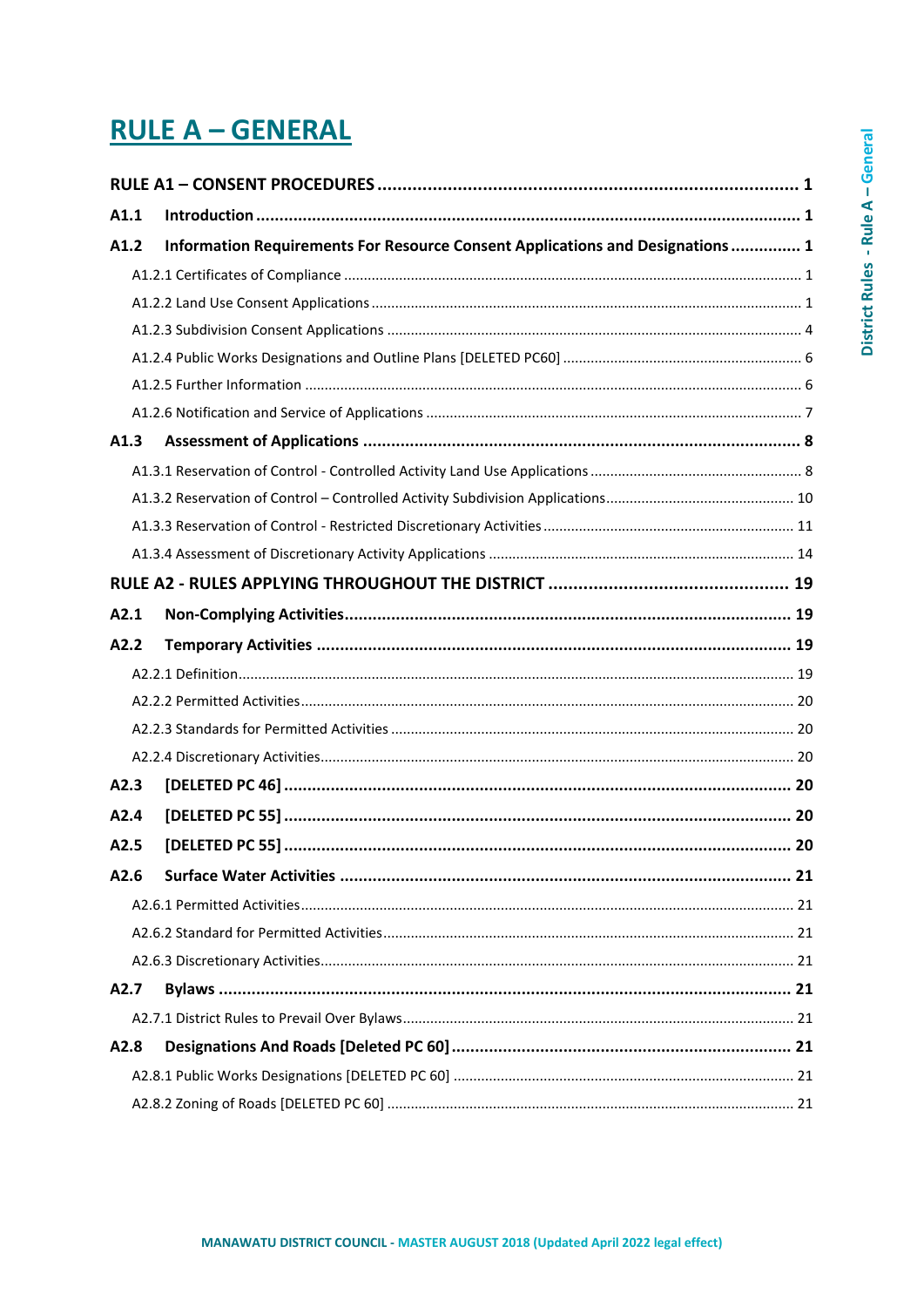# RULE A – GENERAL

**RULE A1 – CONSENT PROCEDURES** ..... **1**

**A1.1 Introduction** ..... **1**

**A1.2 Information Requirements For Resource Consent Applications and Designations** ..... **1**

- A1.2.1 Certificates of Compliance ..... 1
- A1.2.2 Land Use Consent Applications ..... 1
- A1.2.3 Subdivision Consent Applications ..... 4
- A1.2.4 Public Works Designations and Outline Plans [DELETED PC60] ..... 6
- A1.2.5 Further Information ..... 6
- A1.2.6 Notification and Service of Applications ..... 7

**A1.3 Assessment of Applications** ..... **8**

- A1.3.1 Reservation of Control - Controlled Activity Land Use Applications ..... 8
- A1.3.2 Reservation of Control – Controlled Activity Subdivision Applications ..... 10
- A1.3.3 Reservation of Control - Restricted Discretionary Activities ..... 11
- A1.3.4 Assessment of Discretionary Activity Applications ..... 14

**RULE A2 - RULES APPLYING THROUGHOUT THE DISTRICT** ..... **19**

**A2.1 Non-Complying Activities** ..... **19**

**A2.2 Temporary Activities** ..... **19**

- A2.2.1 Definition ..... 19
- A2.2.2 Permitted Activities ..... 20
- A2.2.3 Standards for Permitted Activities ..... 20
- A2.2.4 Discretionary Activities ..... 20

**A2.3 [DELETED PC 46]** ..... **20**

**A2.4 [DELETED PC 55]** ..... **20**

**A2.5 [DELETED PC 55]** ..... **20**

**A2.6 Surface Water Activities** ..... **21**

- A2.6.1 Permitted Activities ..... 21
- A2.6.2 Standard for Permitted Activities ..... 21
- A2.6.3 Discretionary Activities ..... 21

**A2.7 Bylaws** ..... **21**

- A2.7.1 District Rules to Prevail Over Bylaws ..... 21

**A2.8 Designations And Roads [Deleted PC 60]** ..... **21**

- A2.8.1 Public Works Designations [DELETED PC 60] ..... 21
- A2.8.2 Zoning of Roads [DELETED PC 60] ..... 21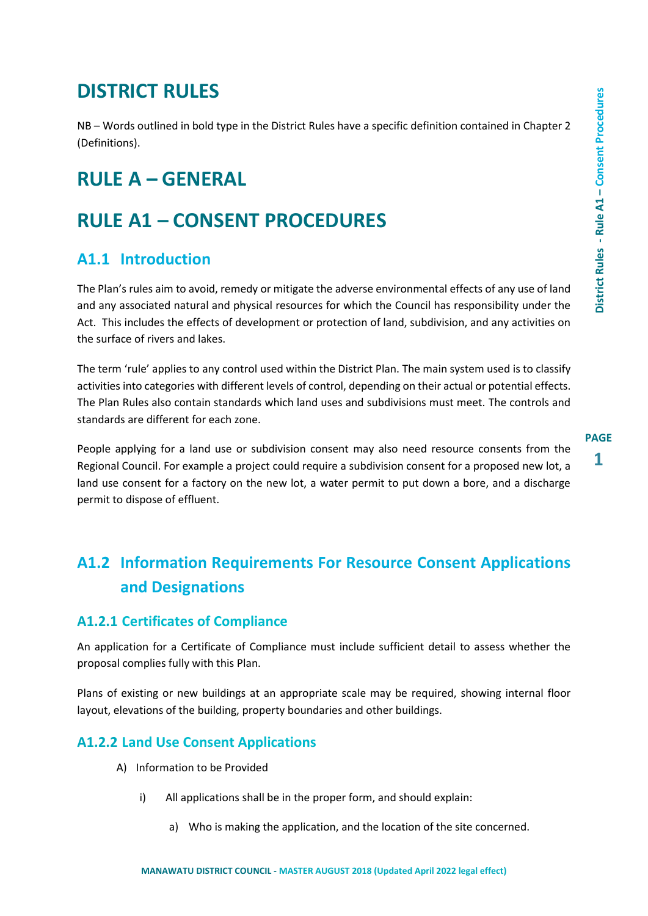# DISTRICT RULES

NB – Words outlined in bold type in the District Rules have a specific definition contained in Chapter 2 (Definitions).

# RULE A – GENERAL

# RULE A1 – CONSENT PROCEDURES

## A1.1 Introduction

The Plan's rules aim to avoid, remedy or mitigate the adverse environmental effects of any use of land and any associated natural and physical resources for which the Council has responsibility under the Act. This includes the effects of development or protection of land, subdivision, and any activities on the surface of rivers and lakes.

The term 'rule' applies to any control used within the District Plan. The main system used is to classify activities into categories with different levels of control, depending on their actual or potential effects. The Plan Rules also contain standards which land uses and subdivisions must meet. The controls and standards are different for each zone.

People applying for a land use or subdivision consent may also need resource consents from the Regional Council. For example a project could require a subdivision consent for a proposed new lot, a land use consent for a factory on the new lot, a water permit to put down a bore, and a discharge permit to dispose of effluent.

## A1.2 Information Requirements For Resource Consent Applications and Designations

### A1.2.1 Certificates of Compliance

An application for a Certificate of Compliance must include sufficient detail to assess whether the proposal complies fully with this Plan.

Plans of existing or new buildings at an appropriate scale may be required, showing internal floor layout, elevations of the building, property boundaries and other buildings.

### A1.2.2 Land Use Consent Applications

A) Information to be Provided

   i) All applications shall be in the proper form, and should explain:

      a) Who is making the application, and the location of the site concerned.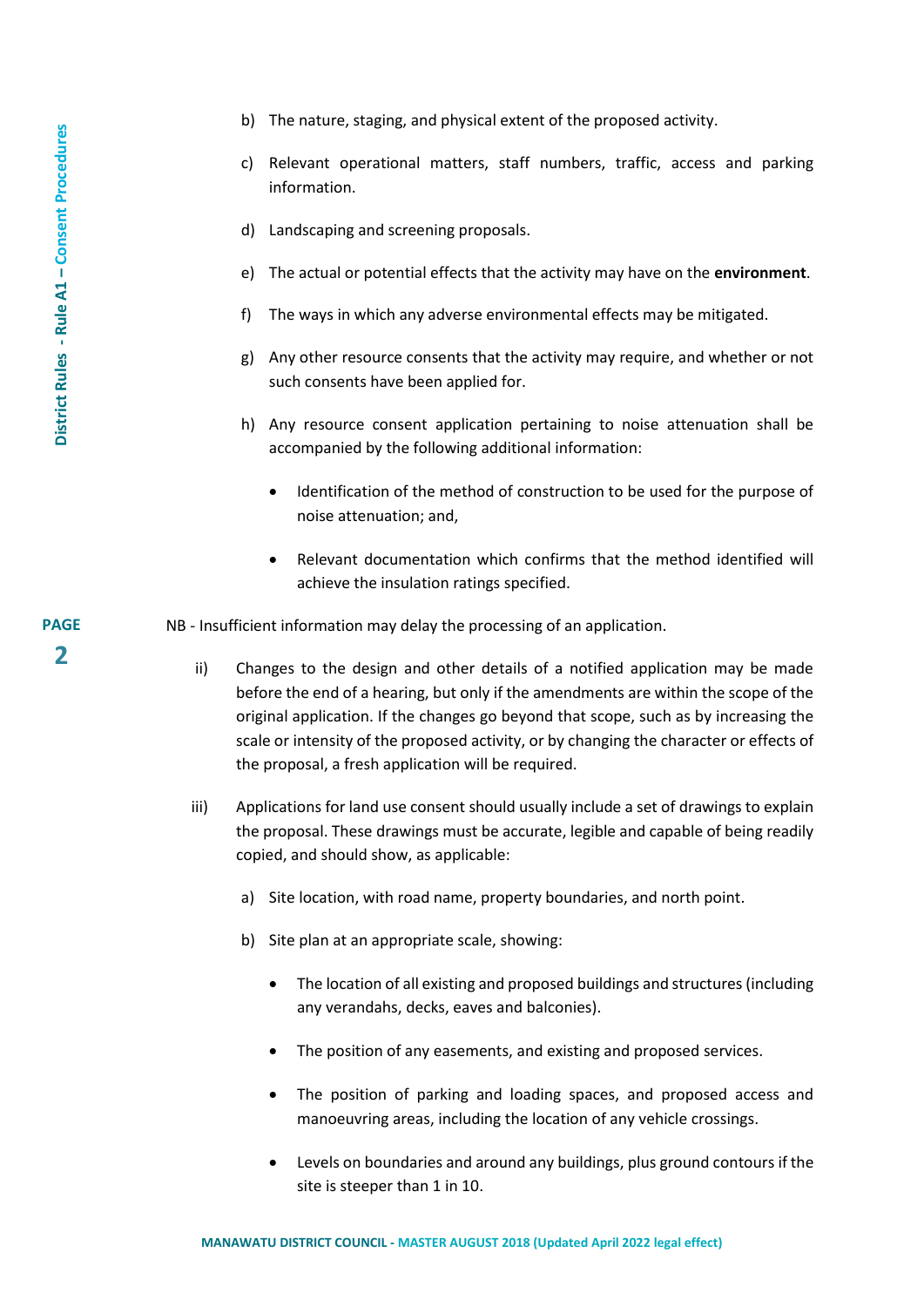b) The nature, staging, and physical extent of the proposed activity.

c) Relevant operational matters, staff numbers, traffic, access and parking information.

d) Landscaping and screening proposals.

e) The actual or potential effects that the activity may have on the **environment**.

f) The ways in which any adverse environmental effects may be mitigated.

g) Any other resource consents that the activity may require, and whether or not such consents have been applied for.

h) Any resource consent application pertaining to noise attenuation shall be accompanied by the following additional information:

- Identification of the method of construction to be used for the purpose of noise attenuation; and,
- Relevant documentation which confirms that the method identified will achieve the insulation ratings specified.

NB - Insufficient information may delay the processing of an application.

ii) Changes to the design and other details of a notified application may be made before the end of a hearing, but only if the amendments are within the scope of the original application. If the changes go beyond that scope, such as by increasing the scale or intensity of the proposed activity, or by changing the character or effects of the proposal, a fresh application will be required.

iii) Applications for land use consent should usually include a set of drawings to explain the proposal. These drawings must be accurate, legible and capable of being readily copied, and should show, as applicable:

a) Site location, with road name, property boundaries, and north point.

b) Site plan at an appropriate scale, showing:

- The location of all existing and proposed buildings and structures (including any verandahs, decks, eaves and balconies).
- The position of any easements, and existing and proposed services.
- The position of parking and loading spaces, and proposed access and manoeuvring areas, including the location of any vehicle crossings.
- Levels on boundaries and around any buildings, plus ground contours if the site is steeper than 1 in 10.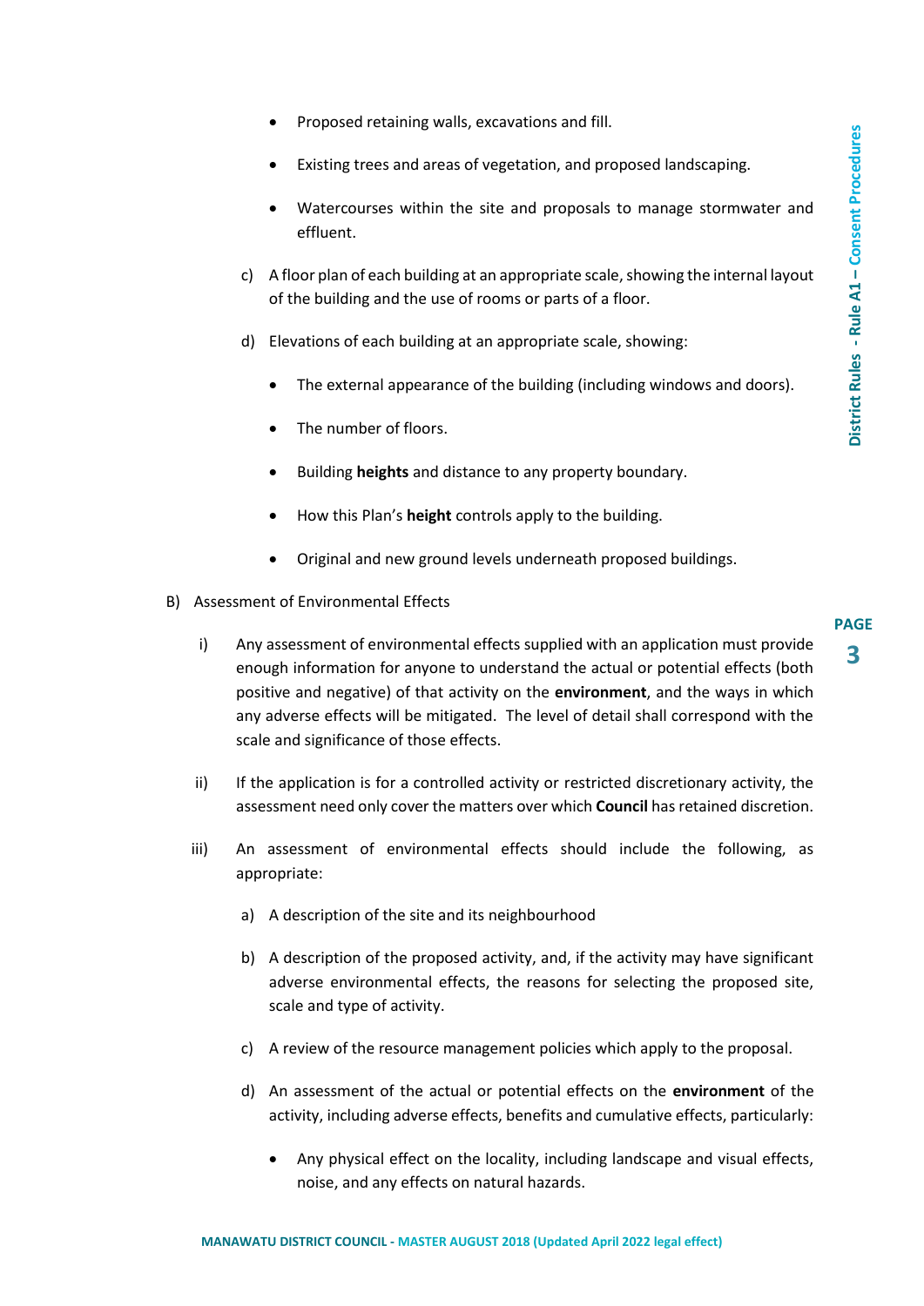- Proposed retaining walls, excavations and fill.
- Existing trees and areas of vegetation, and proposed landscaping.
- Watercourses within the site and proposals to manage stormwater and effluent.

c) A floor plan of each building at an appropriate scale, showing the internal layout of the building and the use of rooms or parts of a floor.

d) Elevations of each building at an appropriate scale, showing:

- The external appearance of the building (including windows and doors).
- The number of floors.
- Building **heights** and distance to any property boundary.
- How this Plan's **height** controls apply to the building.
- Original and new ground levels underneath proposed buildings.

B) Assessment of Environmental Effects

i) Any assessment of environmental effects supplied with an application must provide enough information for anyone to understand the actual or potential effects (both positive and negative) of that activity on the **environment**, and the ways in which any adverse effects will be mitigated. The level of detail shall correspond with the scale and significance of those effects.

ii) If the application is for a controlled activity or restricted discretionary activity, the assessment need only cover the matters over which **Council** has retained discretion.

iii) An assessment of environmental effects should include the following, as appropriate:

a) A description of the site and its neighbourhood

b) A description of the proposed activity, and, if the activity may have significant adverse environmental effects, the reasons for selecting the proposed site, scale and type of activity.

c) A review of the resource management policies which apply to the proposal.

d) An assessment of the actual or potential effects on the **environment** of the activity, including adverse effects, benefits and cumulative effects, particularly:

- Any physical effect on the locality, including landscape and visual effects, noise, and any effects on natural hazards.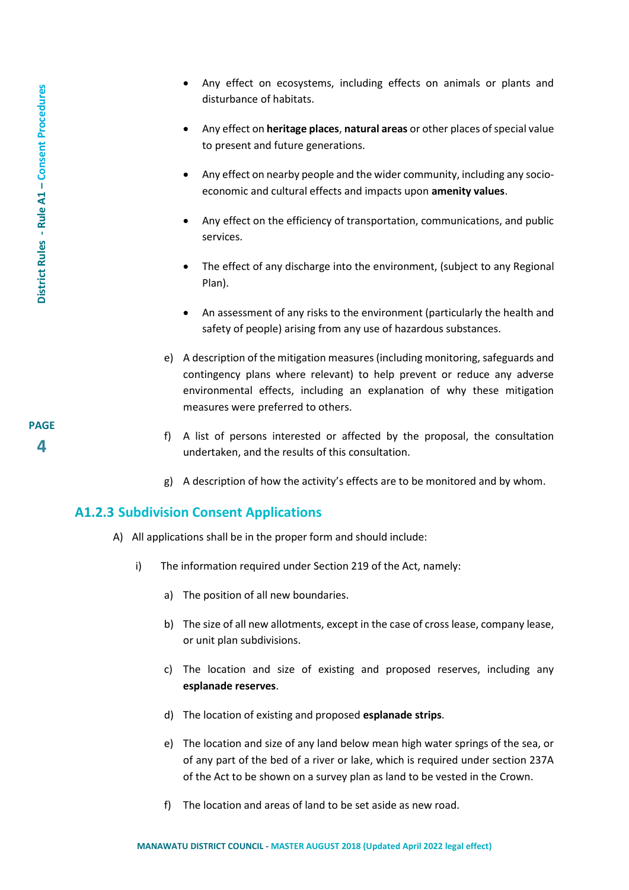- Any effect on ecosystems, including effects on animals or plants and disturbance of habitats.

- Any effect on **heritage places**, **natural areas** or other places of special value to present and future generations.

- Any effect on nearby people and the wider community, including any socio-economic and cultural effects and impacts upon **amenity values**.

- Any effect on the efficiency of transportation, communications, and public services.

- The effect of any discharge into the environment, (subject to any Regional Plan).

- An assessment of any risks to the environment (particularly the health and safety of people) arising from any use of hazardous substances.

e) A description of the mitigation measures (including monitoring, safeguards and contingency plans where relevant) to help prevent or reduce any adverse environmental effects, including an explanation of why these mitigation measures were preferred to others.

f) A list of persons interested or affected by the proposal, the consultation undertaken, and the results of this consultation.

g) A description of how the activity's effects are to be monitored and by whom.

### A1.2.3 Subdivision Consent Applications

A) All applications shall be in the proper form and should include:

i) The information required under Section 219 of the Act, namely:

a) The position of all new boundaries.

b) The size of all new allotments, except in the case of cross lease, company lease, or unit plan subdivisions.

c) The location and size of existing and proposed reserves, including any **esplanade reserves**.

d) The location of existing and proposed **esplanade strips**.

e) The location and size of any land below mean high water springs of the sea, or of any part of the bed of a river or lake, which is required under section 237A of the Act to be shown on a survey plan as land to be vested in the Crown.

f) The location and areas of land to be set aside as new road.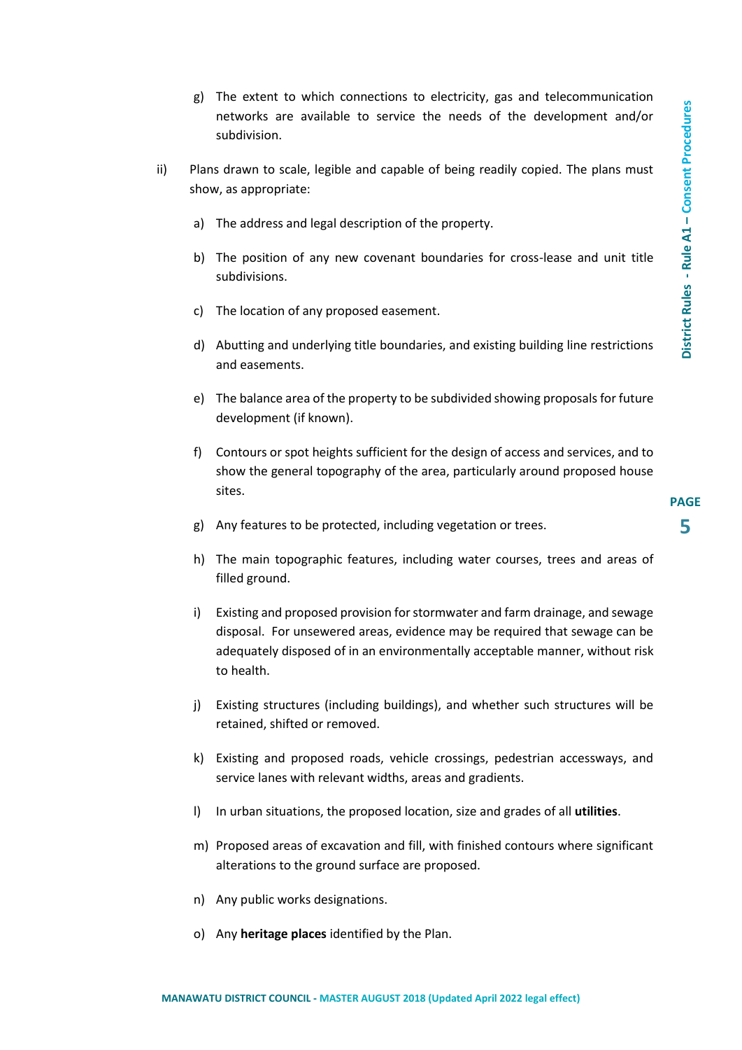g) The extent to which connections to electricity, gas and telecommunication networks are available to service the needs of the development and/or subdivision.

ii) Plans drawn to scale, legible and capable of being readily copied. The plans must show, as appropriate:

a) The address and legal description of the property.

b) The position of any new covenant boundaries for cross-lease and unit title subdivisions.

c) The location of any proposed easement.

d) Abutting and underlying title boundaries, and existing building line restrictions and easements.

e) The balance area of the property to be subdivided showing proposals for future development (if known).

f) Contours or spot heights sufficient for the design of access and services, and to show the general topography of the area, particularly around proposed house sites.

g) Any features to be protected, including vegetation or trees.

h) The main topographic features, including water courses, trees and areas of filled ground.

i) Existing and proposed provision for stormwater and farm drainage, and sewage disposal. For unsewered areas, evidence may be required that sewage can be adequately disposed of in an environmentally acceptable manner, without risk to health.

j) Existing structures (including buildings), and whether such structures will be retained, shifted or removed.

k) Existing and proposed roads, vehicle crossings, pedestrian accessways, and service lanes with relevant widths, areas and gradients.

l) In urban situations, the proposed location, size and grades of all **utilities**.

m) Proposed areas of excavation and fill, with finished contours where significant alterations to the ground surface are proposed.

n) Any public works designations.

o) Any **heritage places** identified by the Plan.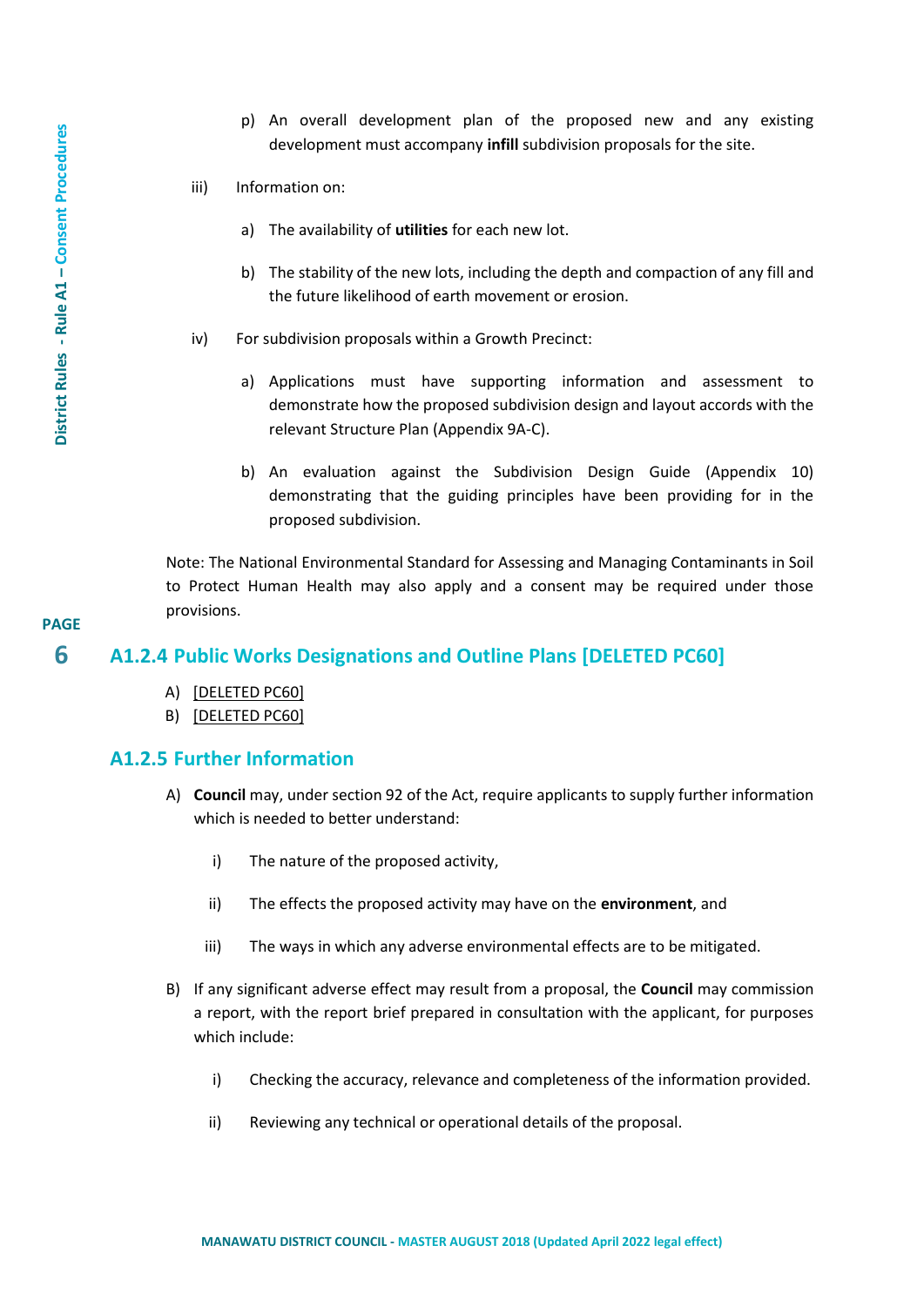p) An overall development plan of the proposed new and any existing development must accompany **infill** subdivision proposals for the site.

iii) Information on:

a) The availability of **utilities** for each new lot.

b) The stability of the new lots, including the depth and compaction of any fill and the future likelihood of earth movement or erosion.

iv) For subdivision proposals within a Growth Precinct:

a) Applications must have supporting information and assessment to demonstrate how the proposed subdivision design and layout accords with the relevant Structure Plan (Appendix 9A-C).

b) An evaluation against the Subdivision Design Guide (Appendix 10) demonstrating that the guiding principles have been providing for in the proposed subdivision.

Note: The National Environmental Standard for Assessing and Managing Contaminants in Soil to Protect Human Health may also apply and a consent may be required under those provisions.

## A1.2.4 Public Works Designations and Outline Plans [DELETED PC60]

A) [DELETED PC60]

B) [DELETED PC60]

## A1.2.5 Further Information

A) **Council** may, under section 92 of the Act, require applicants to supply further information which is needed to better understand:

i) The nature of the proposed activity,

ii) The effects the proposed activity may have on the **environment**, and

iii) The ways in which any adverse environmental effects are to be mitigated.

B) If any significant adverse effect may result from a proposal, the **Council** may commission a report, with the report brief prepared in consultation with the applicant, for purposes which include:

i) Checking the accuracy, relevance and completeness of the information provided.

ii) Reviewing any technical or operational details of the proposal.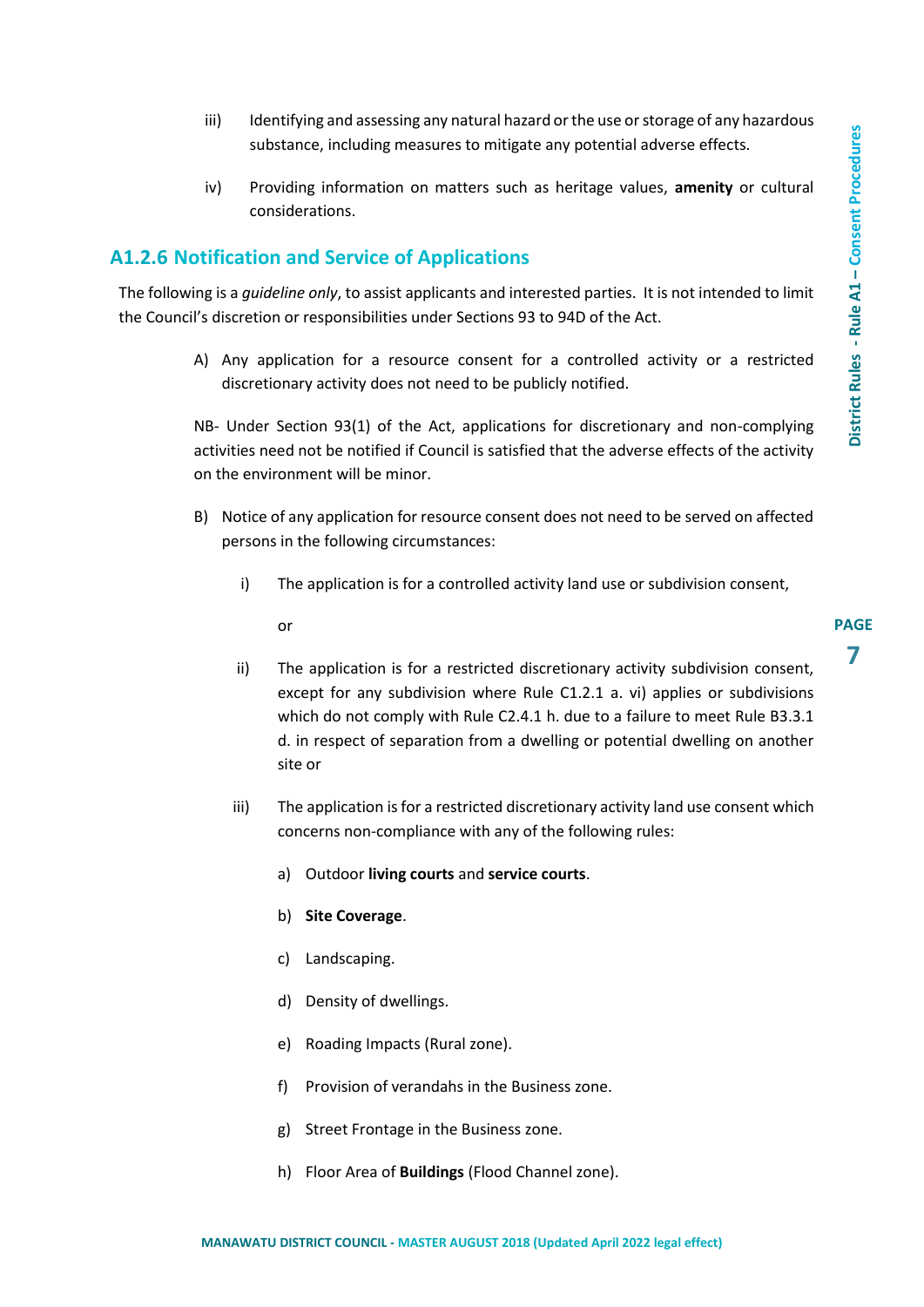iii) Identifying and assessing any natural hazard or the use or storage of any hazardous substance, including measures to mitigate any potential adverse effects.

iv) Providing information on matters such as heritage values, **amenity** or cultural considerations.

## A1.2.6 Notification and Service of Applications

The following is a *guideline only*, to assist applicants and interested parties. It is not intended to limit the Council's discretion or responsibilities under Sections 93 to 94D of the Act.

A) Any application for a resource consent for a controlled activity or a restricted discretionary activity does not need to be publicly notified.

NB- Under Section 93(1) of the Act, applications for discretionary and non-complying activities need not be notified if Council is satisfied that the adverse effects of the activity on the environment will be minor.

B) Notice of any application for resource consent does not need to be served on affected persons in the following circumstances:

i) The application is for a controlled activity land use or subdivision consent,

or

ii) The application is for a restricted discretionary activity subdivision consent, except for any subdivision where Rule C1.2.1 a. vi) applies or subdivisions which do not comply with Rule C2.4.1 h. due to a failure to meet Rule B3.3.1 d. in respect of separation from a dwelling or potential dwelling on another site or

iii) The application is for a restricted discretionary activity land use consent which concerns non-compliance with any of the following rules:

a) Outdoor **living courts** and **service courts**.

b) **Site Coverage**.

c) Landscaping.

d) Density of dwellings.

e) Roading Impacts (Rural zone).

f) Provision of verandahs in the Business zone.

g) Street Frontage in the Business zone.

h) Floor Area of **Buildings** (Flood Channel zone).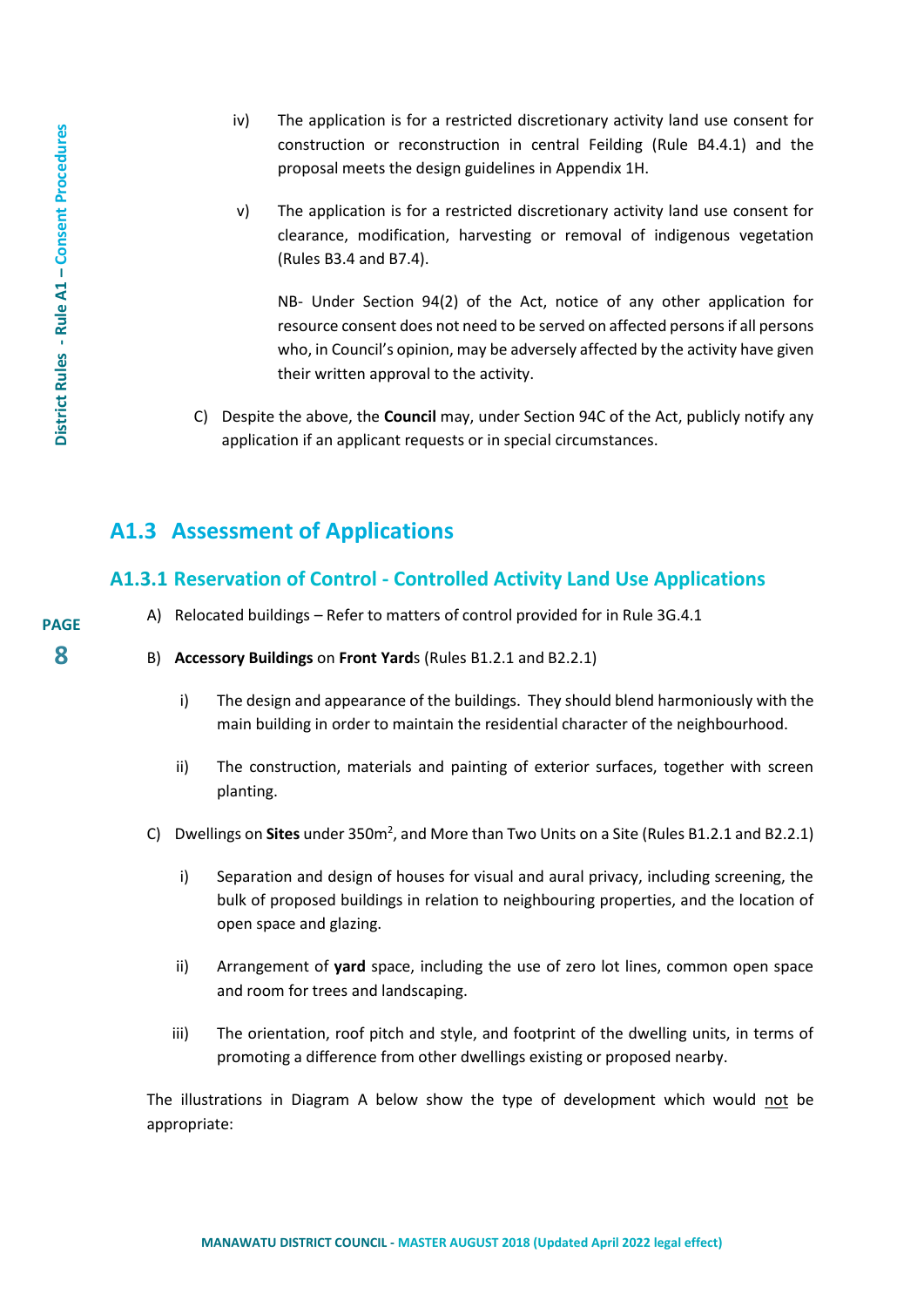iv) The application is for a restricted discretionary activity land use consent for construction or reconstruction in central Feilding (Rule B4.4.1) and the proposal meets the design guidelines in Appendix 1H.

v) The application is for a restricted discretionary activity land use consent for clearance, modification, harvesting or removal of indigenous vegetation (Rules B3.4 and B7.4).

NB- Under Section 94(2) of the Act, notice of any other application for resource consent does not need to be served on affected persons if all persons who, in Council's opinion, may be adversely affected by the activity have given their written approval to the activity.

C) Despite the above, the **Council** may, under Section 94C of the Act, publicly notify any application if an applicant requests or in special circumstances.

## A1.3 Assessment of Applications

### A1.3.1 Reservation of Control - Controlled Activity Land Use Applications

A) Relocated buildings – Refer to matters of control provided for in Rule 3G.4.1

B) **Accessory Buildings** on **Front Yard**s (Rules B1.2.1 and B2.2.1)

i) The design and appearance of the buildings. They should blend harmoniously with the main building in order to maintain the residential character of the neighbourhood.

ii) The construction, materials and painting of exterior surfaces, together with screen planting.

C) Dwellings on **Sites** under 350m$^2$, and More than Two Units on a Site (Rules B1.2.1 and B2.2.1)

i) Separation and design of houses for visual and aural privacy, including screening, the bulk of proposed buildings in relation to neighbouring properties, and the location of open space and glazing.

ii) Arrangement of **yard** space, including the use of zero lot lines, common open space and room for trees and landscaping.

iii) The orientation, roof pitch and style, and footprint of the dwelling units, in terms of promoting a difference from other dwellings existing or proposed nearby.

The illustrations in Diagram A below show the type of development which would not be appropriate: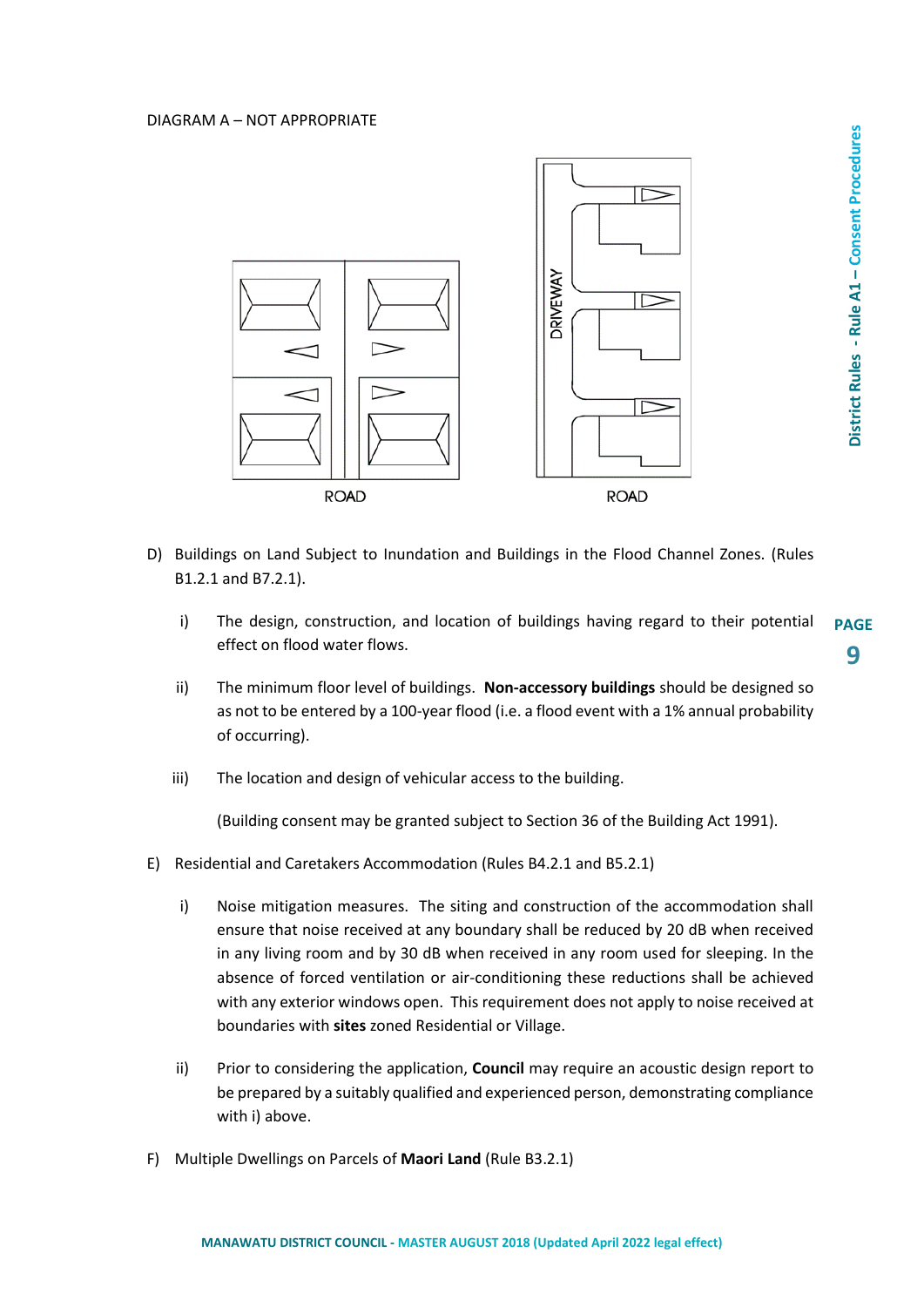DIAGRAM A – NOT APPROPRIATE

ROAD

DRIVEWAY

ROAD

D) Buildings on Land Subject to Inundation and Buildings in the Flood Channel Zones. (Rules B1.2.1 and B7.2.1).

   i) The design, construction, and location of buildings having regard to their potential effect on flood water flows.

   ii) The minimum floor level of buildings. **Non-accessory buildings** should be designed so as not to be entered by a 100-year flood (i.e. a flood event with a 1% annual probability of occurring).

   iii) The location and design of vehicular access to the building.

   (Building consent may be granted subject to Section 36 of the Building Act 1991).

E) Residential and Caretakers Accommodation (Rules B4.2.1 and B5.2.1)

   i) Noise mitigation measures. The siting and construction of the accommodation shall ensure that noise received at any boundary shall be reduced by 20 dB when received in any living room and by 30 dB when received in any room used for sleeping. In the absence of forced ventilation or air-conditioning these reductions shall be achieved with any exterior windows open. This requirement does not apply to noise received at boundaries with **sites** zoned Residential or Village.

   ii) Prior to considering the application, **Council** may require an acoustic design report to be prepared by a suitably qualified and experienced person, demonstrating compliance with i) above.

F) Multiple Dwellings on Parcels of **Maori Land** (Rule B3.2.1)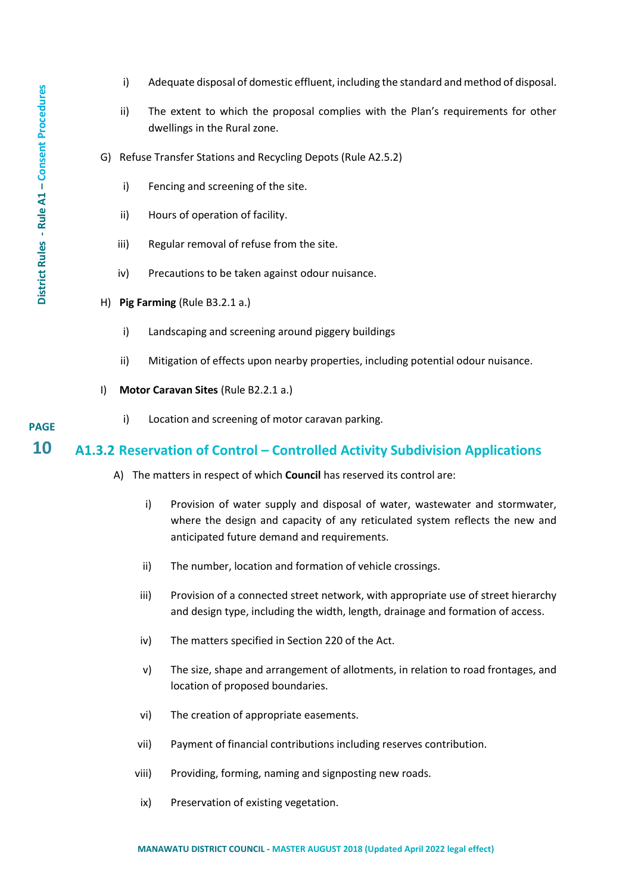i) Adequate disposal of domestic effluent, including the standard and method of disposal.

ii) The extent to which the proposal complies with the Plan's requirements for other dwellings in the Rural zone.

G) Refuse Transfer Stations and Recycling Depots (Rule A2.5.2)

i) Fencing and screening of the site.

ii) Hours of operation of facility.

iii) Regular removal of refuse from the site.

iv) Precautions to be taken against odour nuisance.

H) **Pig Farming** (Rule B3.2.1 a.)

i) Landscaping and screening around piggery buildings

ii) Mitigation of effects upon nearby properties, including potential odour nuisance.

I) **Motor Caravan Sites** (Rule B2.2.1 a.)

i) Location and screening of motor caravan parking.

## A1.3.2 Reservation of Control – Controlled Activity Subdivision Applications

A) The matters in respect of which **Council** has reserved its control are:

i) Provision of water supply and disposal of water, wastewater and stormwater, where the design and capacity of any reticulated system reflects the new and anticipated future demand and requirements.

ii) The number, location and formation of vehicle crossings.

iii) Provision of a connected street network, with appropriate use of street hierarchy and design type, including the width, length, drainage and formation of access.

iv) The matters specified in Section 220 of the Act.

v) The size, shape and arrangement of allotments, in relation to road frontages, and location of proposed boundaries.

vi) The creation of appropriate easements.

vii) Payment of financial contributions including reserves contribution.

viii) Providing, forming, naming and signposting new roads.

ix) Preservation of existing vegetation.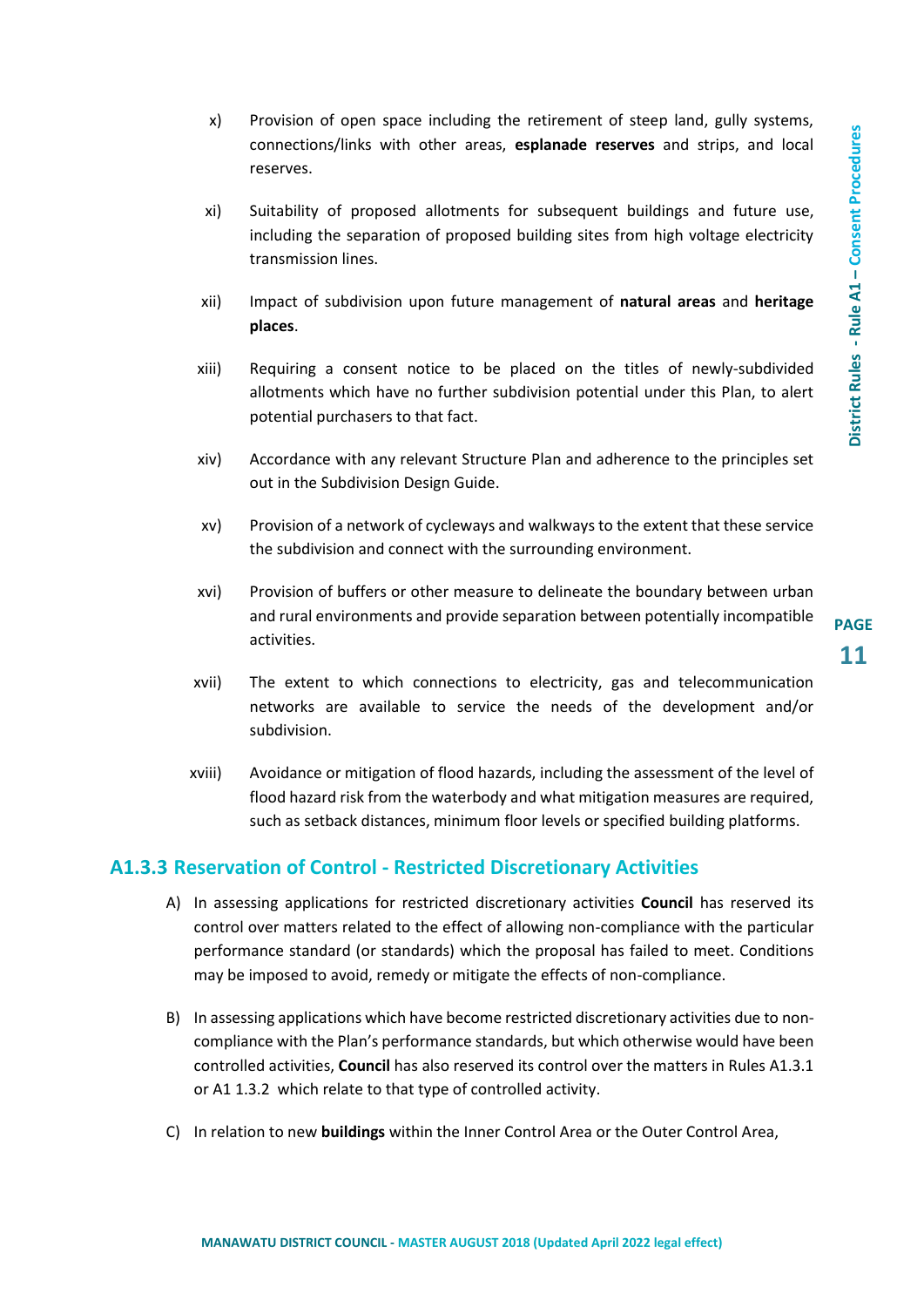x) Provision of open space including the retirement of steep land, gully systems, connections/links with other areas, **esplanade reserves** and strips, and local reserves.

xi) Suitability of proposed allotments for subsequent buildings and future use, including the separation of proposed building sites from high voltage electricity transmission lines.

xii) Impact of subdivision upon future management of **natural areas** and **heritage places**.

xiii) Requiring a consent notice to be placed on the titles of newly-subdivided allotments which have no further subdivision potential under this Plan, to alert potential purchasers to that fact.

xiv) Accordance with any relevant Structure Plan and adherence to the principles set out in the Subdivision Design Guide.

xv) Provision of a network of cycleways and walkways to the extent that these service the subdivision and connect with the surrounding environment.

xvi) Provision of buffers or other measure to delineate the boundary between urban and rural environments and provide separation between potentially incompatible activities.

xvii) The extent to which connections to electricity, gas and telecommunication networks are available to service the needs of the development and/or subdivision.

xviii) Avoidance or mitigation of flood hazards, including the assessment of the level of flood hazard risk from the waterbody and what mitigation measures are required, such as setback distances, minimum floor levels or specified building platforms.

### A1.3.3 Reservation of Control - Restricted Discretionary Activities

A) In assessing applications for restricted discretionary activities **Council** has reserved its control over matters related to the effect of allowing non-compliance with the particular performance standard (or standards) which the proposal has failed to meet. Conditions may be imposed to avoid, remedy or mitigate the effects of non-compliance.

B) In assessing applications which have become restricted discretionary activities due to non-compliance with the Plan's performance standards, but which otherwise would have been controlled activities, **Council** has also reserved its control over the matters in Rules A1.3.1 or A1 1.3.2 which relate to that type of controlled activity.

C) In relation to new **buildings** within the Inner Control Area or the Outer Control Area,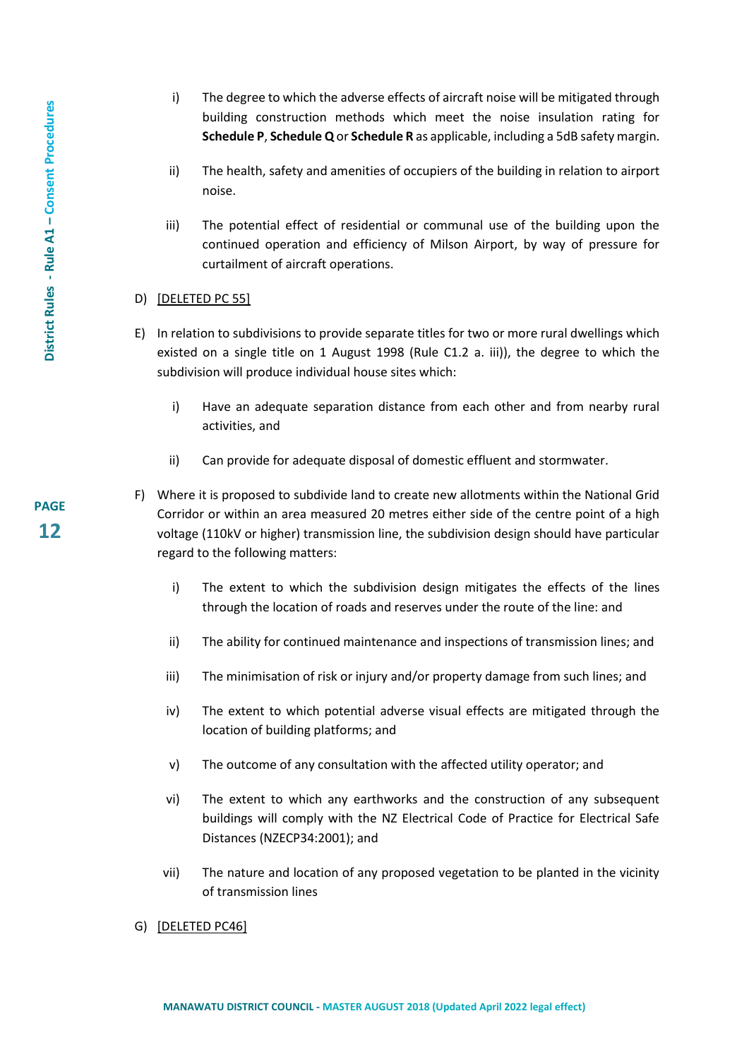i) The degree to which the adverse effects of aircraft noise will be mitigated through building construction methods which meet the noise insulation rating for **Schedule P**, **Schedule Q** or **Schedule R** as applicable, including a 5dB safety margin.

ii) The health, safety and amenities of occupiers of the building in relation to airport noise.

iii) The potential effect of residential or communal use of the building upon the continued operation and efficiency of Milson Airport, by way of pressure for curtailment of aircraft operations.

D) [DELETED PC 55]

E) In relation to subdivisions to provide separate titles for two or more rural dwellings which existed on a single title on 1 August 1998 (Rule C1.2 a. iii)), the degree to which the subdivision will produce individual house sites which:

i) Have an adequate separation distance from each other and from nearby rural activities, and

ii) Can provide for adequate disposal of domestic effluent and stormwater.

F) Where it is proposed to subdivide land to create new allotments within the National Grid Corridor or within an area measured 20 metres either side of the centre point of a high voltage (110kV or higher) transmission line, the subdivision design should have particular regard to the following matters:

i) The extent to which the subdivision design mitigates the effects of the lines through the location of roads and reserves under the route of the line: and

ii) The ability for continued maintenance and inspections of transmission lines; and

iii) The minimisation of risk or injury and/or property damage from such lines; and

iv) The extent to which potential adverse visual effects are mitigated through the location of building platforms; and

v) The outcome of any consultation with the affected utility operator; and

vi) The extent to which any earthworks and the construction of any subsequent buildings will comply with the NZ Electrical Code of Practice for Electrical Safe Distances (NZECP34:2001); and

vii) The nature and location of any proposed vegetation to be planted in the vicinity of transmission lines

G) [DELETED PC46]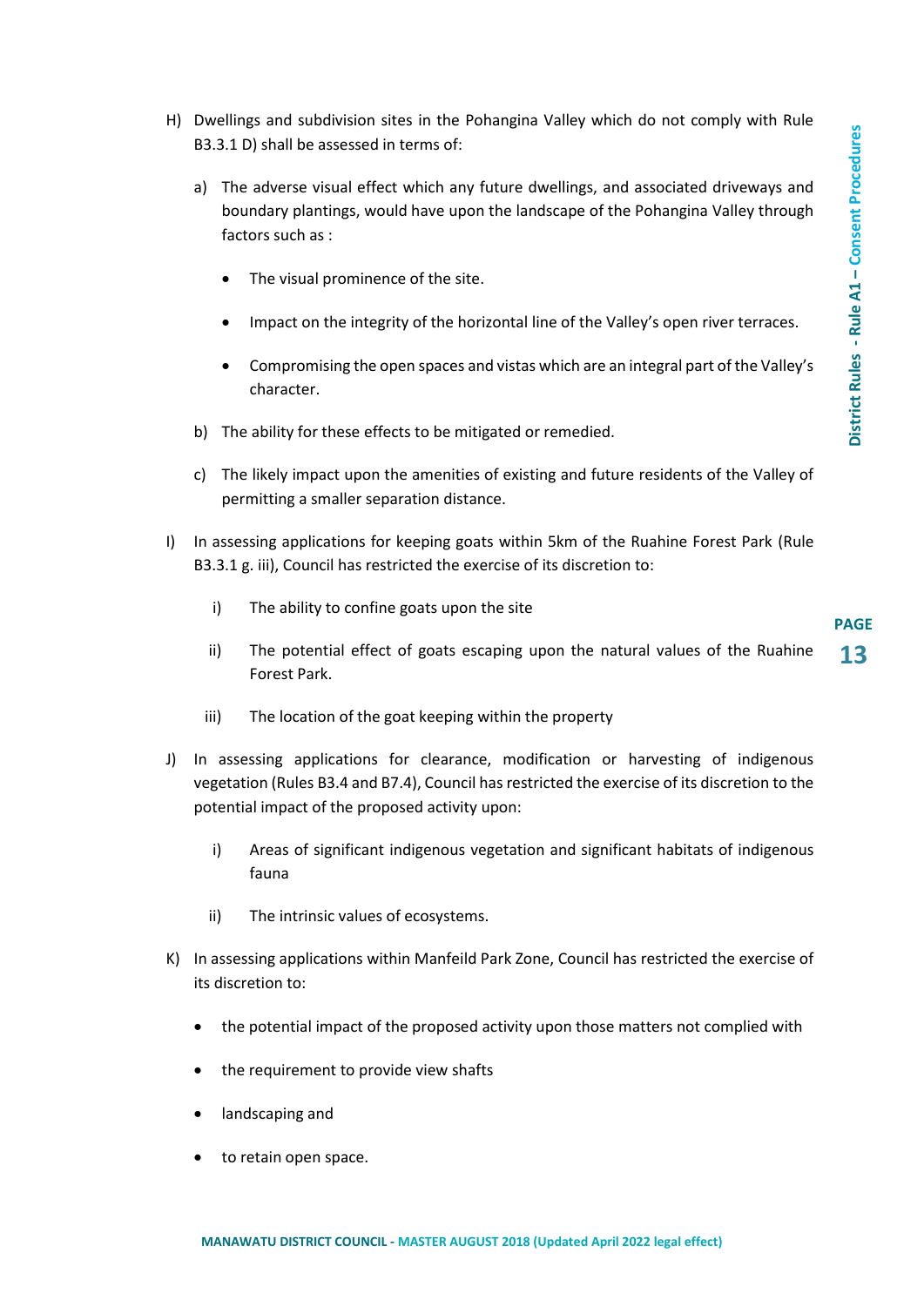H) Dwellings and subdivision sites in the Pohangina Valley which do not comply with Rule B3.3.1 D) shall be assessed in terms of:

   a) The adverse visual effect which any future dwellings, and associated driveways and boundary plantings, would have upon the landscape of the Pohangina Valley through factors such as :

      - The visual prominence of the site.
      - Impact on the integrity of the horizontal line of the Valley's open river terraces.
      - Compromising the open spaces and vistas which are an integral part of the Valley's character.

   b) The ability for these effects to be mitigated or remedied.

   c) The likely impact upon the amenities of existing and future residents of the Valley of permitting a smaller separation distance.

I) In assessing applications for keeping goats within 5km of the Ruahine Forest Park (Rule B3.3.1 g. iii), Council has restricted the exercise of its discretion to:

   i) The ability to confine goats upon the site

   ii) The potential effect of goats escaping upon the natural values of the Ruahine Forest Park.

   iii) The location of the goat keeping within the property

J) In assessing applications for clearance, modification or harvesting of indigenous vegetation (Rules B3.4 and B7.4), Council has restricted the exercise of its discretion to the potential impact of the proposed activity upon:

   i) Areas of significant indigenous vegetation and significant habitats of indigenous fauna

   ii) The intrinsic values of ecosystems.

K) In assessing applications within Manfeild Park Zone, Council has restricted the exercise of its discretion to:

   - the potential impact of the proposed activity upon those matters not complied with
   - the requirement to provide view shafts
   - landscaping and
   - to retain open space.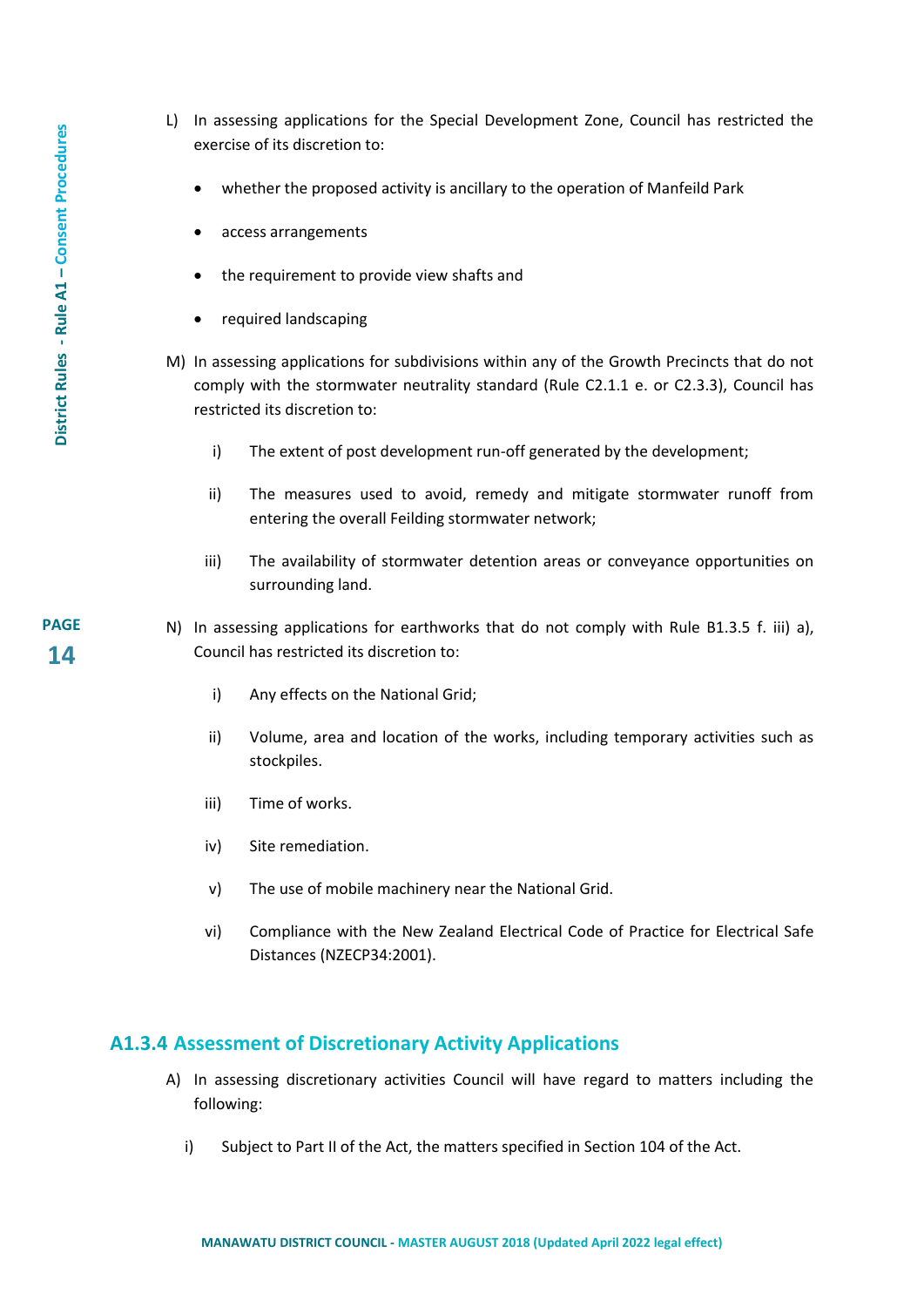L) In assessing applications for the Special Development Zone, Council has restricted the exercise of its discretion to:

- whether the proposed activity is ancillary to the operation of Manfeild Park
- access arrangements
- the requirement to provide view shafts and
- required landscaping

M) In assessing applications for subdivisions within any of the Growth Precincts that do not comply with the stormwater neutrality standard (Rule C2.1.1 e. or C2.3.3), Council has restricted its discretion to:

i) The extent of post development run-off generated by the development;

ii) The measures used to avoid, remedy and mitigate stormwater runoff from entering the overall Feilding stormwater network;

iii) The availability of stormwater detention areas or conveyance opportunities on surrounding land.

N) In assessing applications for earthworks that do not comply with Rule B1.3.5 f. iii) a), Council has restricted its discretion to:

i) Any effects on the National Grid;

ii) Volume, area and location of the works, including temporary activities such as stockpiles.

iii) Time of works.

iv) Site remediation.

v) The use of mobile machinery near the National Grid.

vi) Compliance with the New Zealand Electrical Code of Practice for Electrical Safe Distances (NZECP34:2001).

### A1.3.4 Assessment of Discretionary Activity Applications

A) In assessing discretionary activities Council will have regard to matters including the following:

i) Subject to Part II of the Act, the matters specified in Section 104 of the Act.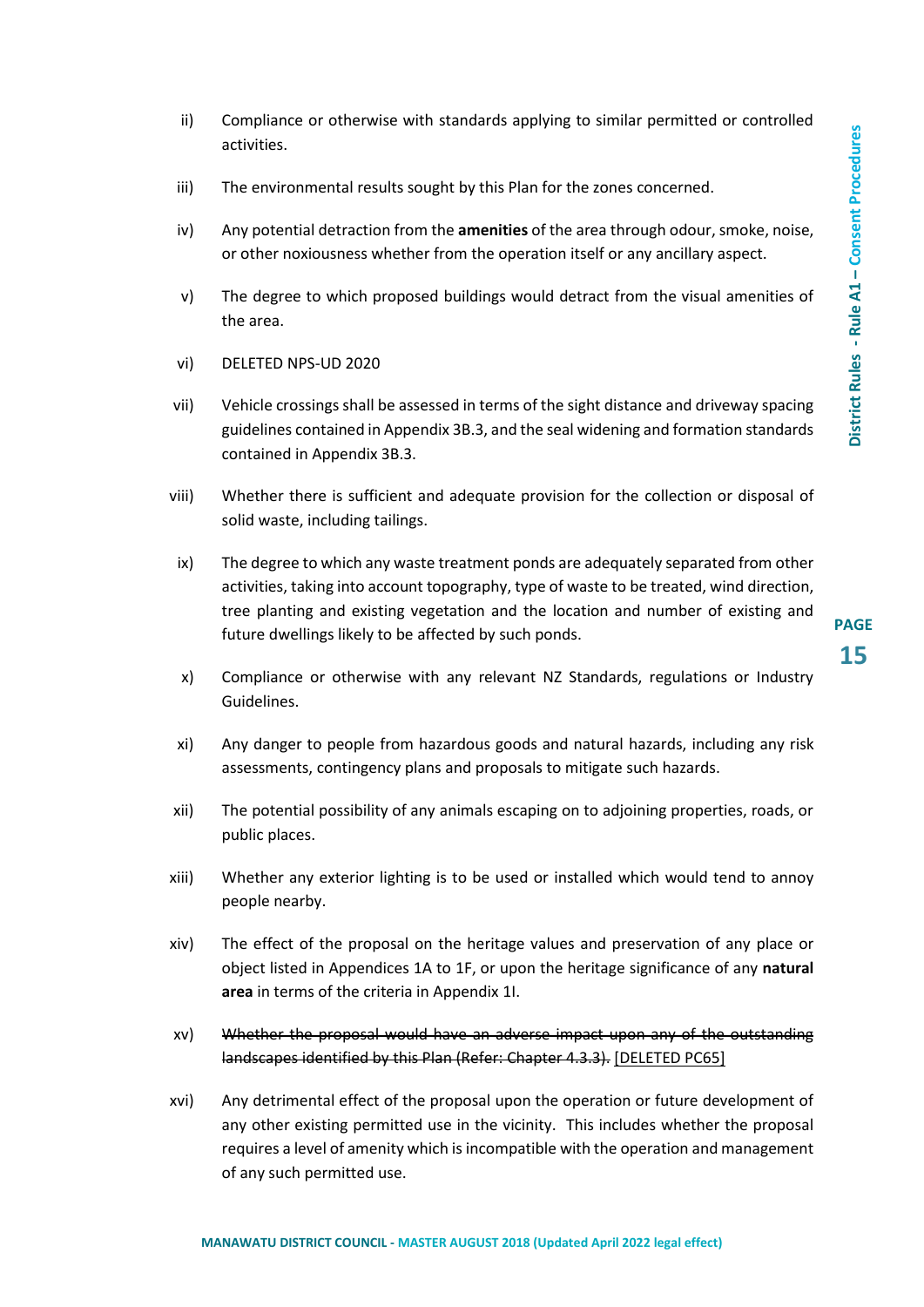ii) Compliance or otherwise with standards applying to similar permitted or controlled activities.

iii) The environmental results sought by this Plan for the zones concerned.

iv) Any potential detraction from the **amenities** of the area through odour, smoke, noise, or other noxiousness whether from the operation itself or any ancillary aspect.

v) The degree to which proposed buildings would detract from the visual amenities of the area.

vi) DELETED NPS-UD 2020

vii) Vehicle crossings shall be assessed in terms of the sight distance and driveway spacing guidelines contained in Appendix 3B.3, and the seal widening and formation standards contained in Appendix 3B.3.

viii) Whether there is sufficient and adequate provision for the collection or disposal of solid waste, including tailings.

ix) The degree to which any waste treatment ponds are adequately separated from other activities, taking into account topography, type of waste to be treated, wind direction, tree planting and existing vegetation and the location and number of existing and future dwellings likely to be affected by such ponds.

x) Compliance or otherwise with any relevant NZ Standards, regulations or Industry Guidelines.

xi) Any danger to people from hazardous goods and natural hazards, including any risk assessments, contingency plans and proposals to mitigate such hazards.

xii) The potential possibility of any animals escaping on to adjoining properties, roads, or public places.

xiii) Whether any exterior lighting is to be used or installed which would tend to annoy people nearby.

xiv) The effect of the proposal on the heritage values and preservation of any place or object listed in Appendices 1A to 1F, or upon the heritage significance of any **natural area** in terms of the criteria in Appendix 1I.

xv) ~~Whether the proposal would have an adverse impact upon any of the outstanding landscapes identified by this Plan (Refer: Chapter 4.3.3).~~ [DELETED PC65]

xvi) Any detrimental effect of the proposal upon the operation or future development of any other existing permitted use in the vicinity. This includes whether the proposal requires a level of amenity which is incompatible with the operation and management of any such permitted use.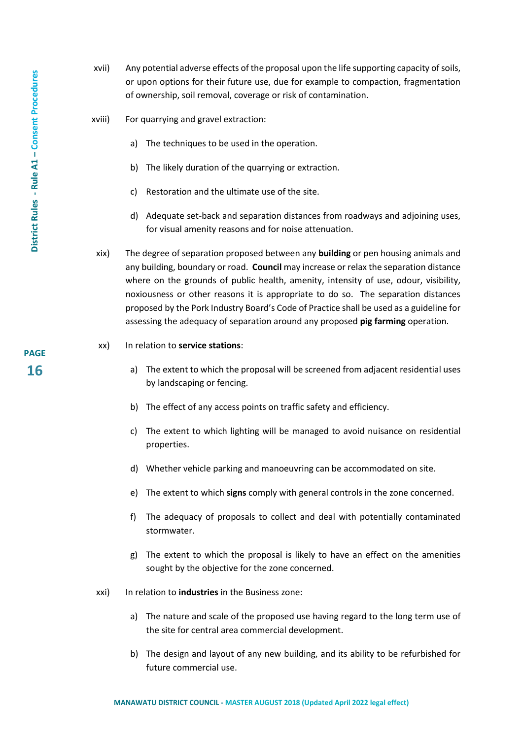xvii) Any potential adverse effects of the proposal upon the life supporting capacity of soils, or upon options for their future use, due for example to compaction, fragmentation of ownership, soil removal, coverage or risk of contamination.

xviii) For quarrying and gravel extraction:

a) The techniques to be used in the operation.

b) The likely duration of the quarrying or extraction.

c) Restoration and the ultimate use of the site.

d) Adequate set-back and separation distances from roadways and adjoining uses, for visual amenity reasons and for noise attenuation.

xix) The degree of separation proposed between any **building** or pen housing animals and any building, boundary or road. **Council** may increase or relax the separation distance where on the grounds of public health, amenity, intensity of use, odour, visibility, noxiousness or other reasons it is appropriate to do so. The separation distances proposed by the Pork Industry Board's Code of Practice shall be used as a guideline for assessing the adequacy of separation around any proposed **pig farming** operation.

xx) In relation to **service stations**:

a) The extent to which the proposal will be screened from adjacent residential uses by landscaping or fencing.

b) The effect of any access points on traffic safety and efficiency.

c) The extent to which lighting will be managed to avoid nuisance on residential properties.

d) Whether vehicle parking and manoeuvring can be accommodated on site.

e) The extent to which **signs** comply with general controls in the zone concerned.

f) The adequacy of proposals to collect and deal with potentially contaminated stormwater.

g) The extent to which the proposal is likely to have an effect on the amenities sought by the objective for the zone concerned.

xxi) In relation to **industries** in the Business zone:

a) The nature and scale of the proposed use having regard to the long term use of the site for central area commercial development.

b) The design and layout of any new building, and its ability to be refurbished for future commercial use.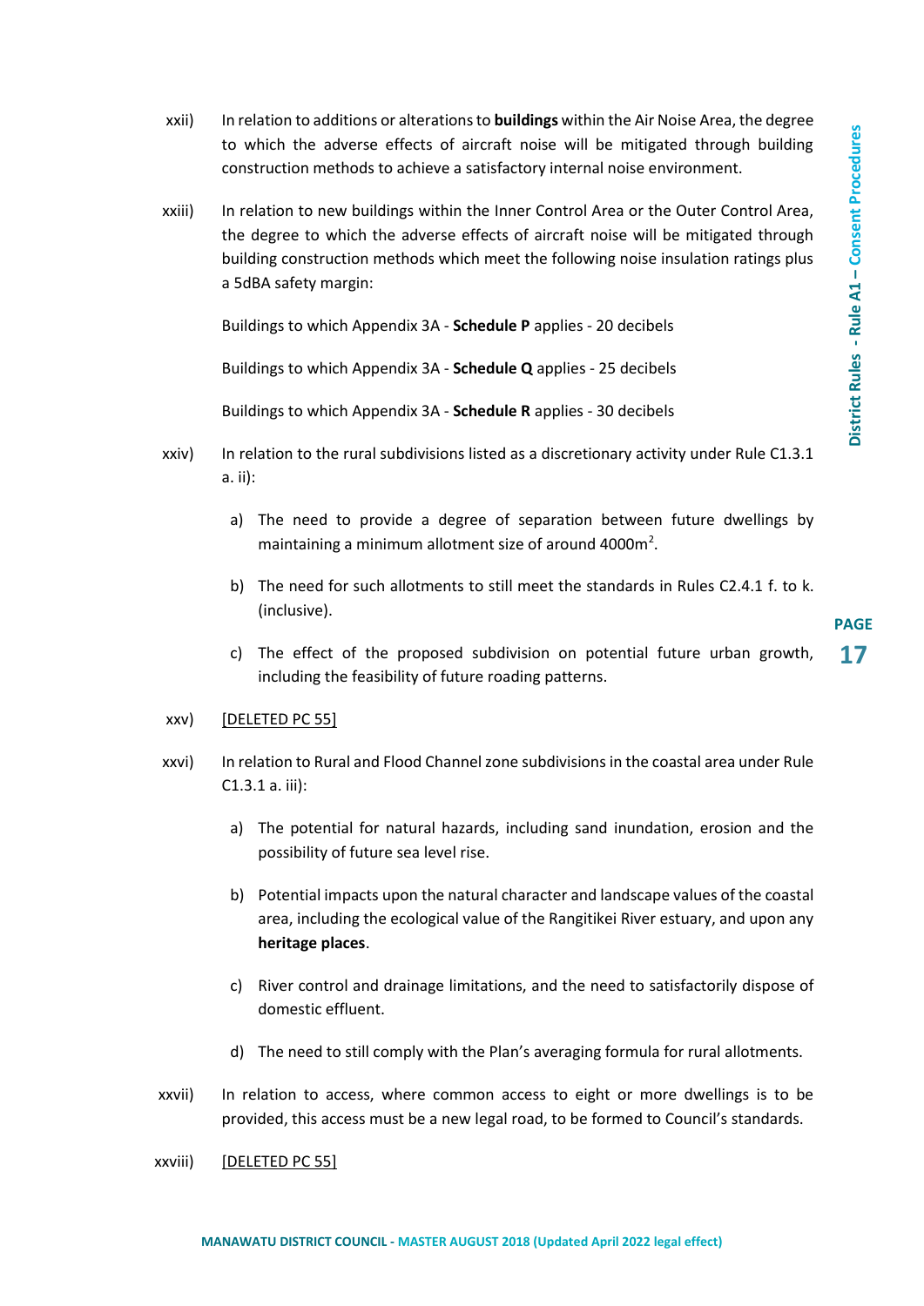xxii) In relation to additions or alterations to **buildings** within the Air Noise Area, the degree to which the adverse effects of aircraft noise will be mitigated through building construction methods to achieve a satisfactory internal noise environment.

xxiii) In relation to new buildings within the Inner Control Area or the Outer Control Area, the degree to which the adverse effects of aircraft noise will be mitigated through building construction methods which meet the following noise insulation ratings plus a 5dBA safety margin:

Buildings to which Appendix 3A - **Schedule P** applies - 20 decibels

Buildings to which Appendix 3A - **Schedule Q** applies - 25 decibels

Buildings to which Appendix 3A - **Schedule R** applies - 30 decibels

xxiv) In relation to the rural subdivisions listed as a discretionary activity under Rule C1.3.1 a. ii):

a) The need to provide a degree of separation between future dwellings by maintaining a minimum allotment size of around 4000m$^2$.

b) The need for such allotments to still meet the standards in Rules C2.4.1 f. to k. (inclusive).

c) The effect of the proposed subdivision on potential future urban growth, including the feasibility of future roading patterns.

xxv) [DELETED PC 55]

xxvi) In relation to Rural and Flood Channel zone subdivisions in the coastal area under Rule C1.3.1 a. iii):

a) The potential for natural hazards, including sand inundation, erosion and the possibility of future sea level rise.

b) Potential impacts upon the natural character and landscape values of the coastal area, including the ecological value of the Rangitikei River estuary, and upon any **heritage places**.

c) River control and drainage limitations, and the need to satisfactorily dispose of domestic effluent.

d) The need to still comply with the Plan's averaging formula for rural allotments.

xxvii) In relation to access, where common access to eight or more dwellings is to be provided, this access must be a new legal road, to be formed to Council's standards.

xxviii) [DELETED PC 55]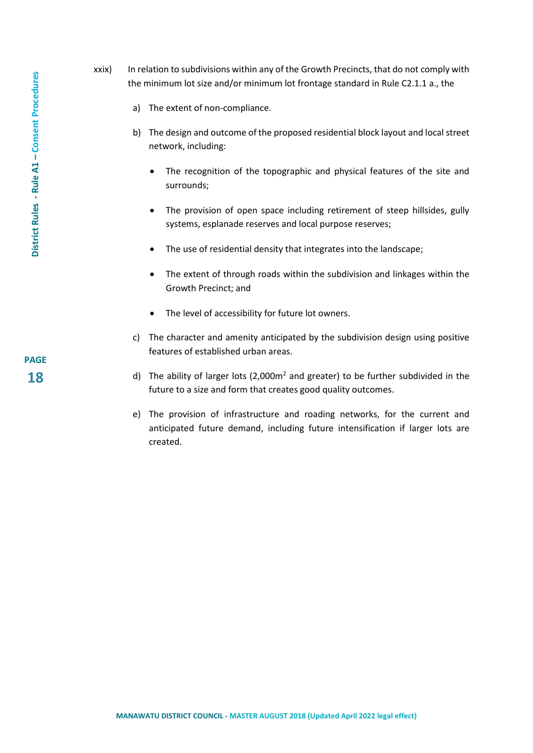xxix) In relation to subdivisions within any of the Growth Precincts, that do not comply with the minimum lot size and/or minimum lot frontage standard in Rule C2.1.1 a., the

a) The extent of non-compliance.

b) The design and outcome of the proposed residential block layout and local street network, including:

- The recognition of the topographic and physical features of the site and surrounds;
- The provision of open space including retirement of steep hillsides, gully systems, esplanade reserves and local purpose reserves;
- The use of residential density that integrates into the landscape;
- The extent of through roads within the subdivision and linkages within the Growth Precinct; and
- The level of accessibility for future lot owners.

c) The character and amenity anticipated by the subdivision design using positive features of established urban areas.

d) The ability of larger lots (2,000m$^2$ and greater) to be further subdivided in the future to a size and form that creates good quality outcomes.

e) The provision of infrastructure and roading networks, for the current and anticipated future demand, including future intensification if larger lots are created.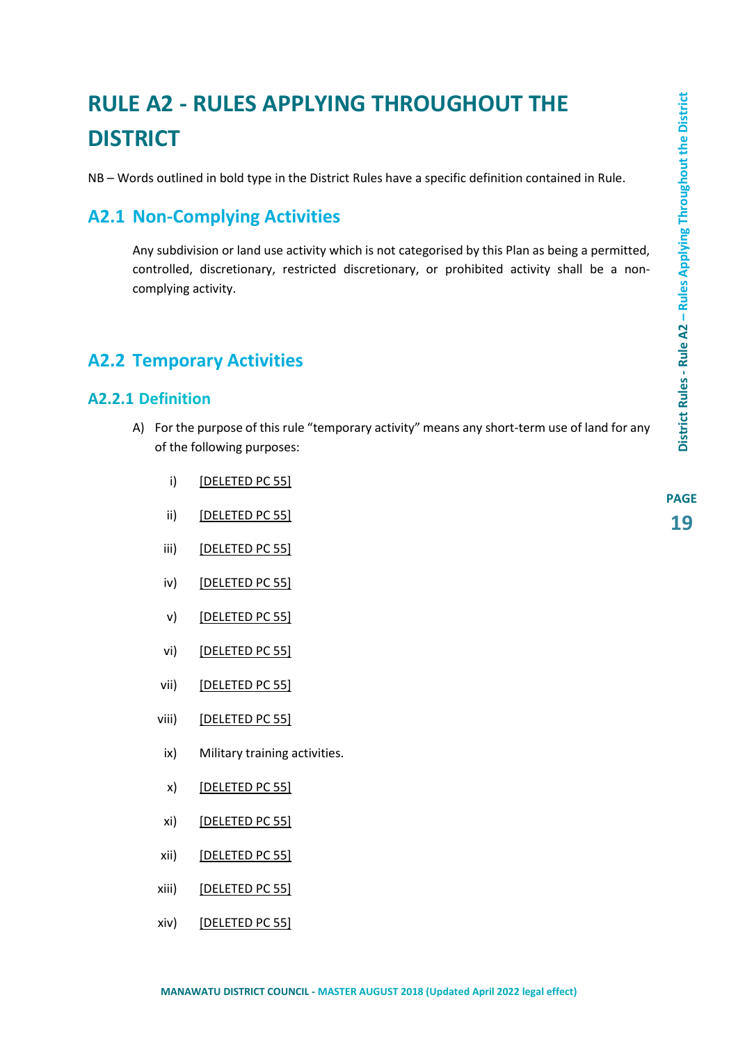# RULE A2 - RULES APPLYING THROUGHOUT THE DISTRICT

NB – Words outlined in bold type in the District Rules have a specific definition contained in Rule.

## A2.1 Non-Complying Activities

Any subdivision or land use activity which is not categorised by this Plan as being a permitted, controlled, discretionary, restricted discretionary, or prohibited activity shall be a non-complying activity.

## A2.2 Temporary Activities

### A2.2.1 Definition

A) For the purpose of this rule "temporary activity" means any short-term use of land for any of the following purposes:

i) [DELETED PC 55]

ii) [DELETED PC 55]

iii) [DELETED PC 55]

iv) [DELETED PC 55]

v) [DELETED PC 55]

vi) [DELETED PC 55]

vii) [DELETED PC 55]

viii) [DELETED PC 55]

ix) Military training activities.

x) [DELETED PC 55]

xi) [DELETED PC 55]

xii) [DELETED PC 55]

xiii) [DELETED PC 55]

xiv) [DELETED PC 55]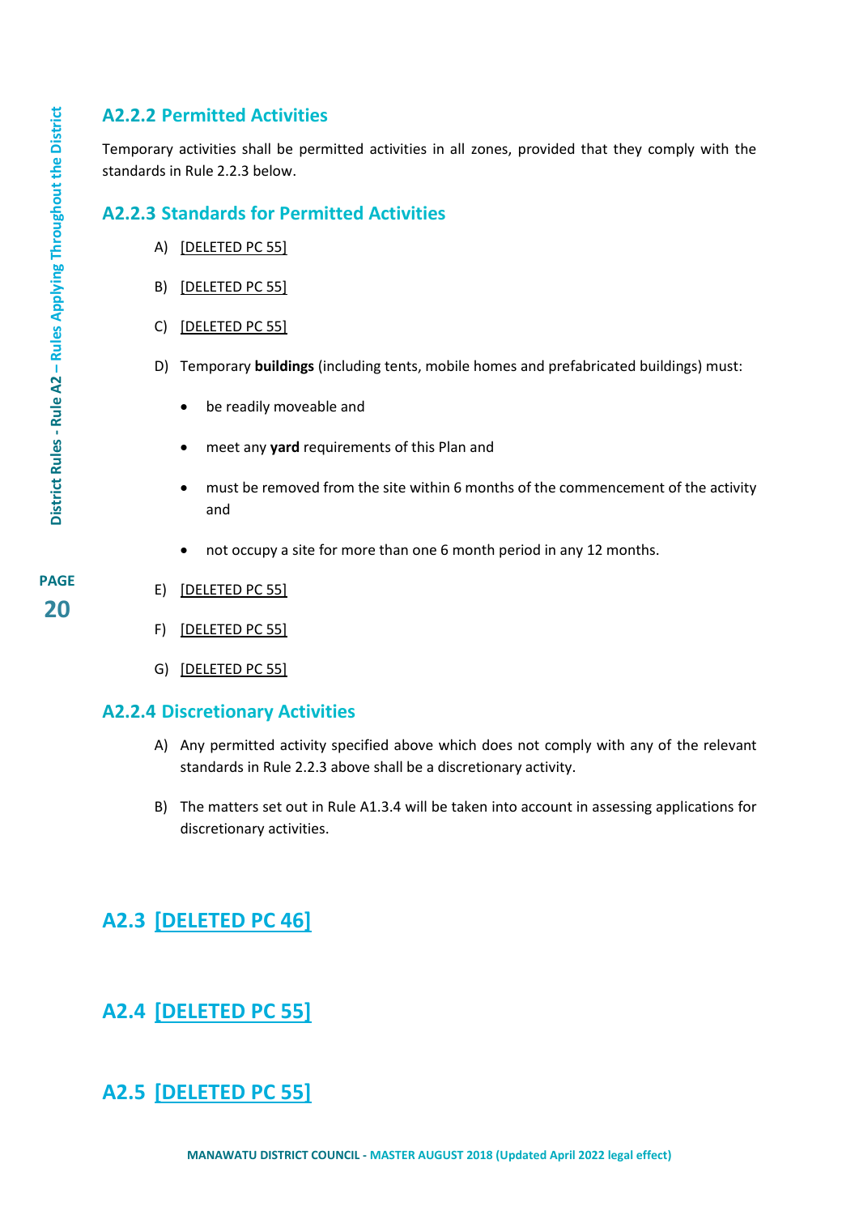### A2.2.2 Permitted Activities

Temporary activities shall be permitted activities in all zones, provided that they comply with the standards in Rule 2.2.3 below.

### A2.2.3 Standards for Permitted Activities

A) [DELETED PC 55]

B) [DELETED PC 55]

C) [DELETED PC 55]

D) Temporary **buildings** (including tents, mobile homes and prefabricated buildings) must:

- be readily moveable and
- meet any **yard** requirements of this Plan and
- must be removed from the site within 6 months of the commencement of the activity and
- not occupy a site for more than one 6 month period in any 12 months.

E) [DELETED PC 55]

F) [DELETED PC 55]

G) [DELETED PC 55]

### A2.2.4 Discretionary Activities

A) Any permitted activity specified above which does not comply with any of the relevant standards in Rule 2.2.3 above shall be a discretionary activity.

B) The matters set out in Rule A1.3.4 will be taken into account in assessing applications for discretionary activities.

## A2.3 [DELETED PC 46]

## A2.4 [DELETED PC 55]

## A2.5 [DELETED PC 55]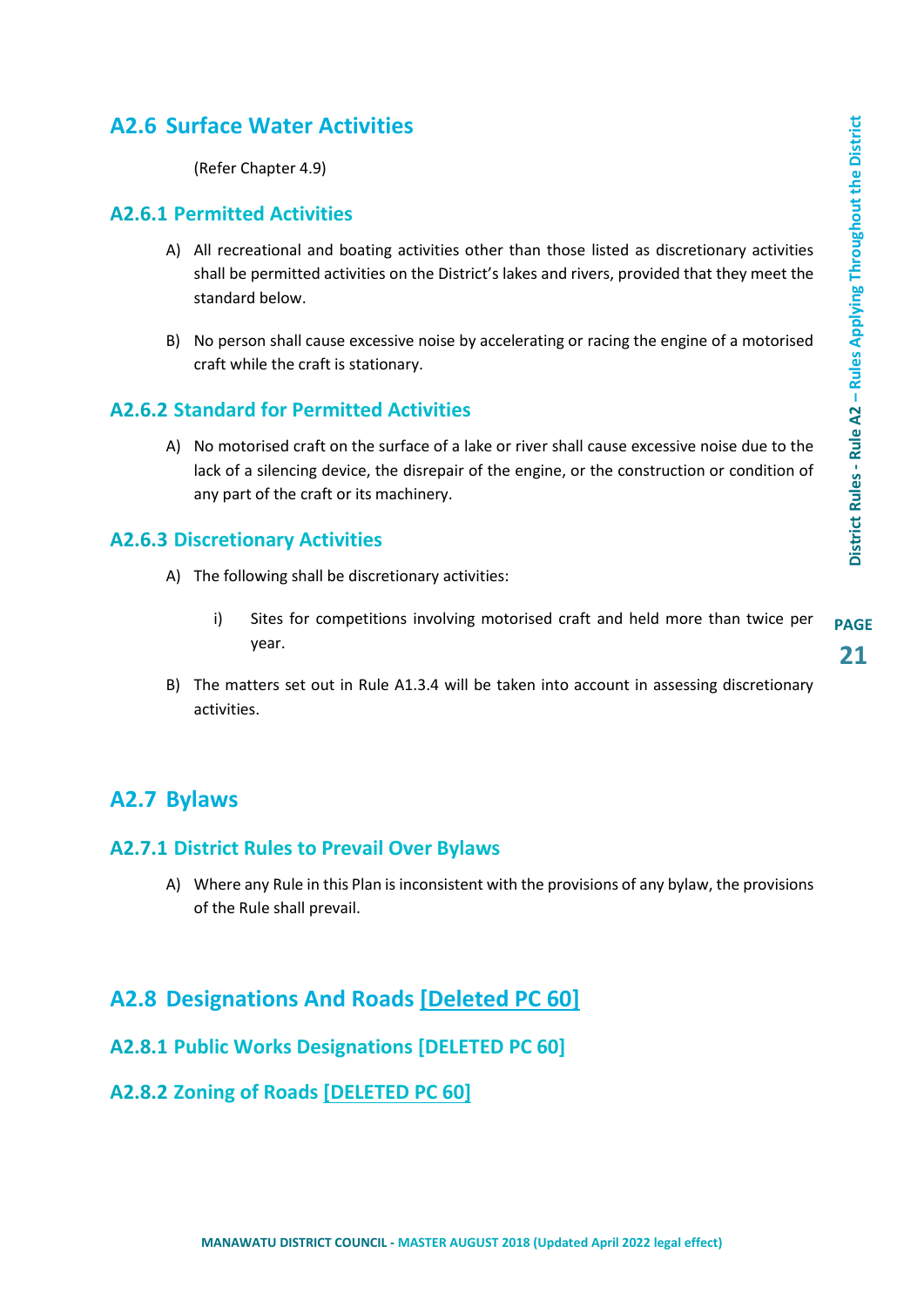## A2.6 Surface Water Activities

(Refer Chapter 4.9)

### A2.6.1 Permitted Activities

A) All recreational and boating activities other than those listed as discretionary activities shall be permitted activities on the District's lakes and rivers, provided that they meet the standard below.

B) No person shall cause excessive noise by accelerating or racing the engine of a motorised craft while the craft is stationary.

### A2.6.2 Standard for Permitted Activities

A) No motorised craft on the surface of a lake or river shall cause excessive noise due to the lack of a silencing device, the disrepair of the engine, or the construction or condition of any part of the craft or its machinery.

### A2.6.3 Discretionary Activities

A) The following shall be discretionary activities:

   i) Sites for competitions involving motorised craft and held more than twice per year.

B) The matters set out in Rule A1.3.4 will be taken into account in assessing discretionary activities.

## A2.7 Bylaws

### A2.7.1 District Rules to Prevail Over Bylaws

A) Where any Rule in this Plan is inconsistent with the provisions of any bylaw, the provisions of the Rule shall prevail.

## A2.8 Designations And Roads [Deleted PC 60]

### A2.8.1 Public Works Designations [DELETED PC 60]

### A2.8.2 Zoning of Roads [DELETED PC 60]